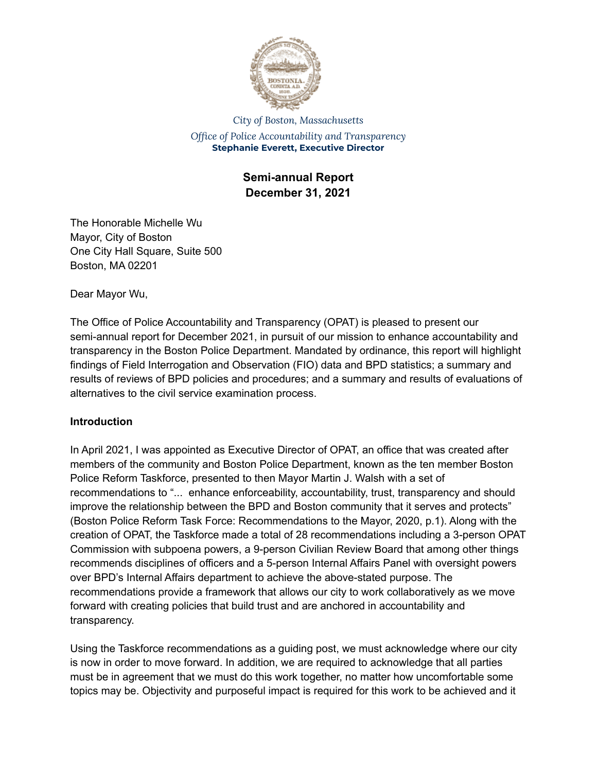*City of Boston, Massachusetts*

*Office of Police Accountability and Transparency*

**Stephanie Everett, Executive Director**

**Semi-annual Report**
**December 31, 2021**

The Honorable Michelle Wu
Mayor, City of Boston
One City Hall Square, Suite 500
Boston, MA 02201

Dear Mayor Wu,

The Office of Police Accountability and Transparency (OPAT) is pleased to present our semi-annual report for December 2021, in pursuit of our mission to enhance accountability and transparency in the Boston Police Department. Mandated by ordinance, this report will highlight findings of Field Interrogation and Observation (FIO) data and BPD statistics; a summary and results of reviews of BPD policies and procedures; and a summary and results of evaluations of alternatives to the civil service examination process.

**Introduction**

In April 2021, I was appointed as Executive Director of OPAT, an office that was created after members of the community and Boston Police Department, known as the ten member Boston Police Reform Taskforce, presented to then Mayor Martin J. Walsh with a set of recommendations to "... enhance enforceability, accountability, trust, transparency and should improve the relationship between the BPD and Boston community that it serves and protects" (Boston Police Reform Task Force: Recommendations to the Mayor, 2020, p.1). Along with the creation of OPAT, the Taskforce made a total of 28 recommendations including a 3-person OPAT Commission with subpoena powers, a 9-person Civilian Review Board that among other things recommends disciplines of officers and a 5-person Internal Affairs Panel with oversight powers over BPD's Internal Affairs department to achieve the above-stated purpose. The recommendations provide a framework that allows our city to work collaboratively as we move forward with creating policies that build trust and are anchored in accountability and transparency.

Using the Taskforce recommendations as a guiding post, we must acknowledge where our city is now in order to move forward. In addition, we are required to acknowledge that all parties must be in agreement that we must do this work together, no matter how uncomfortable some topics may be. Objectivity and purposeful impact is required for this work to be achieved and it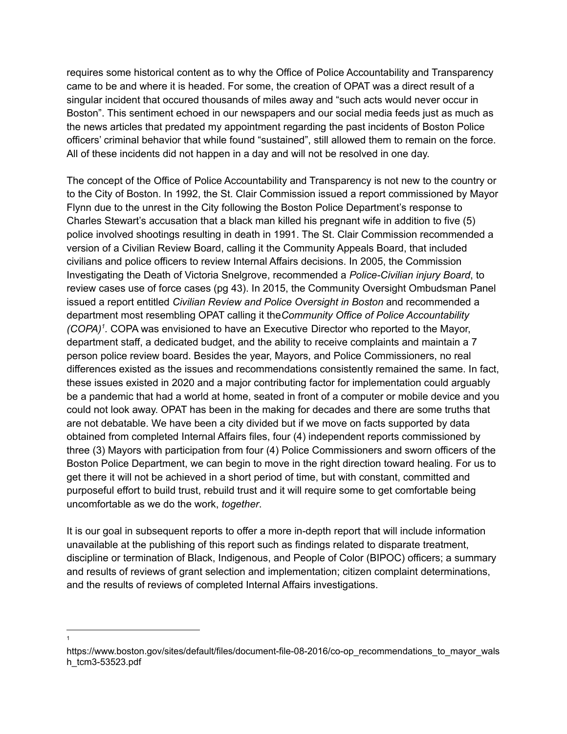requires some historical content as to why the Office of Police Accountability and Transparency came to be and where it is headed. For some, the creation of OPAT was a direct result of a singular incident that occured thousands of miles away and "such acts would never occur in Boston". This sentiment echoed in our newspapers and our social media feeds just as much as the news articles that predated my appointment regarding the past incidents of Boston Police officers' criminal behavior that while found "sustained", still allowed them to remain on the force. All of these incidents did not happen in a day and will not be resolved in one day.

The concept of the Office of Police Accountability and Transparency is not new to the country or to the City of Boston. In 1992, the St. Clair Commission issued a report commissioned by Mayor Flynn due to the unrest in the City following the Boston Police Department's response to Charles Stewart's accusation that a black man killed his pregnant wife in addition to five (5) police involved shootings resulting in death in 1991. The St. Clair Commission recommended a version of a Civilian Review Board, calling it the Community Appeals Board, that included civilians and police officers to review Internal Affairs decisions. In 2005, the Commission Investigating the Death of Victoria Snelgrove, recommended a *Police-Civilian injury Board*, to review cases use of force cases (pg 43). In 2015, the Community Oversight Ombudsman Panel issued a report entitled *Civilian Review and Police Oversight in Boston* and recommended a department most resembling OPAT calling it the*Community Office of Police Accountability (COPA)*[1]. COPA was envisioned to have an Executive Director who reported to the Mayor, department staff, a dedicated budget, and the ability to receive complaints and maintain a 7 person police review board. Besides the year, Mayors, and Police Commissioners, no real differences existed as the issues and recommendations consistently remained the same. In fact, these issues existed in 2020 and a major contributing factor for implementation could arguably be a pandemic that had a world at home, seated in front of a computer or mobile device and you could not look away. OPAT has been in the making for decades and there are some truths that are not debatable. We have been a city divided but if we move on facts supported by data obtained from completed Internal Affairs files, four (4) independent reports commissioned by three (3) Mayors with participation from four (4) Police Commissioners and sworn officers of the Boston Police Department, we can begin to move in the right direction toward healing. For us to get there it will not be achieved in a short period of time, but with constant, committed and purposeful effort to build trust, rebuild trust and it will require some to get comfortable being uncomfortable as we do the work, *together*.

It is our goal in subsequent reports to offer a more in-depth report that will include information unavailable at the publishing of this report such as findings related to disparate treatment, discipline or termination of Black, Indigenous, and People of Color (BIPOC) officers; a summary and results of reviews of grant selection and implementation; citizen complaint determinations, and the results of reviews of completed Internal Affairs investigations.

---

[1] https://www.boston.gov/sites/default/files/document-file-08-2016/co-op_recommendations_to_mayor_walsh_tcm3-53523.pdf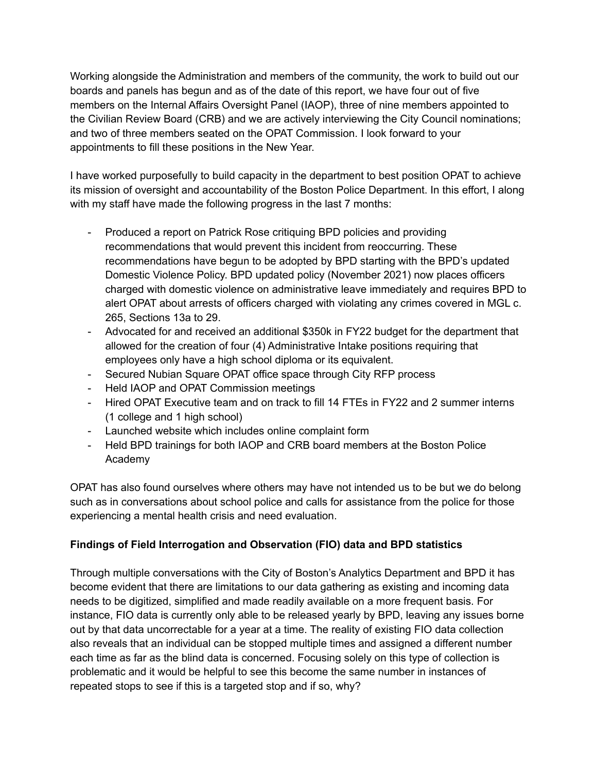Working alongside the Administration and members of the community, the work to build out our boards and panels has begun and as of the date of this report, we have four out of five members on the Internal Affairs Oversight Panel (IAOP), three of nine members appointed to the Civilian Review Board (CRB) and we are actively interviewing the City Council nominations; and two of three members seated on the OPAT Commission. I look forward to your appointments to fill these positions in the New Year.

I have worked purposefully to build capacity in the department to best position OPAT to achieve its mission of oversight and accountability of the Boston Police Department. In this effort, I along with my staff have made the following progress in the last 7 months:

- Produced a report on Patrick Rose critiquing BPD policies and providing recommendations that would prevent this incident from reoccurring. These recommendations have begun to be adopted by BPD starting with the BPD's updated Domestic Violence Policy. BPD updated policy (November 2021) now places officers charged with domestic violence on administrative leave immediately and requires BPD to alert OPAT about arrests of officers charged with violating any crimes covered in MGL c. 265, Sections 13a to 29.
- Advocated for and received an additional $350k in FY22 budget for the department that allowed for the creation of four (4) Administrative Intake positions requiring that employees only have a high school diploma or its equivalent.
- Secured Nubian Square OPAT office space through City RFP process
- Held IAOP and OPAT Commission meetings
- Hired OPAT Executive team and on track to fill 14 FTEs in FY22 and 2 summer interns (1 college and 1 high school)
- Launched website which includes online complaint form
- Held BPD trainings for both IAOP and CRB board members at the Boston Police Academy

OPAT has also found ourselves where others may have not intended us to be but we do belong such as in conversations about school police and calls for assistance from the police for those experiencing a mental health crisis and need evaluation.

**Findings of Field Interrogation and Observation (FIO) data and BPD statistics**

Through multiple conversations with the City of Boston's Analytics Department and BPD it has become evident that there are limitations to our data gathering as existing and incoming data needs to be digitized, simplified and made readily available on a more frequent basis. For instance, FIO data is currently only able to be released yearly by BPD, leaving any issues borne out by that data uncorrectable for a year at a time. The reality of existing FIO data collection also reveals that an individual can be stopped multiple times and assigned a different number each time as far as the blind data is concerned. Focusing solely on this type of collection is problematic and it would be helpful to see this become the same number in instances of repeated stops to see if this is a targeted stop and if so, why?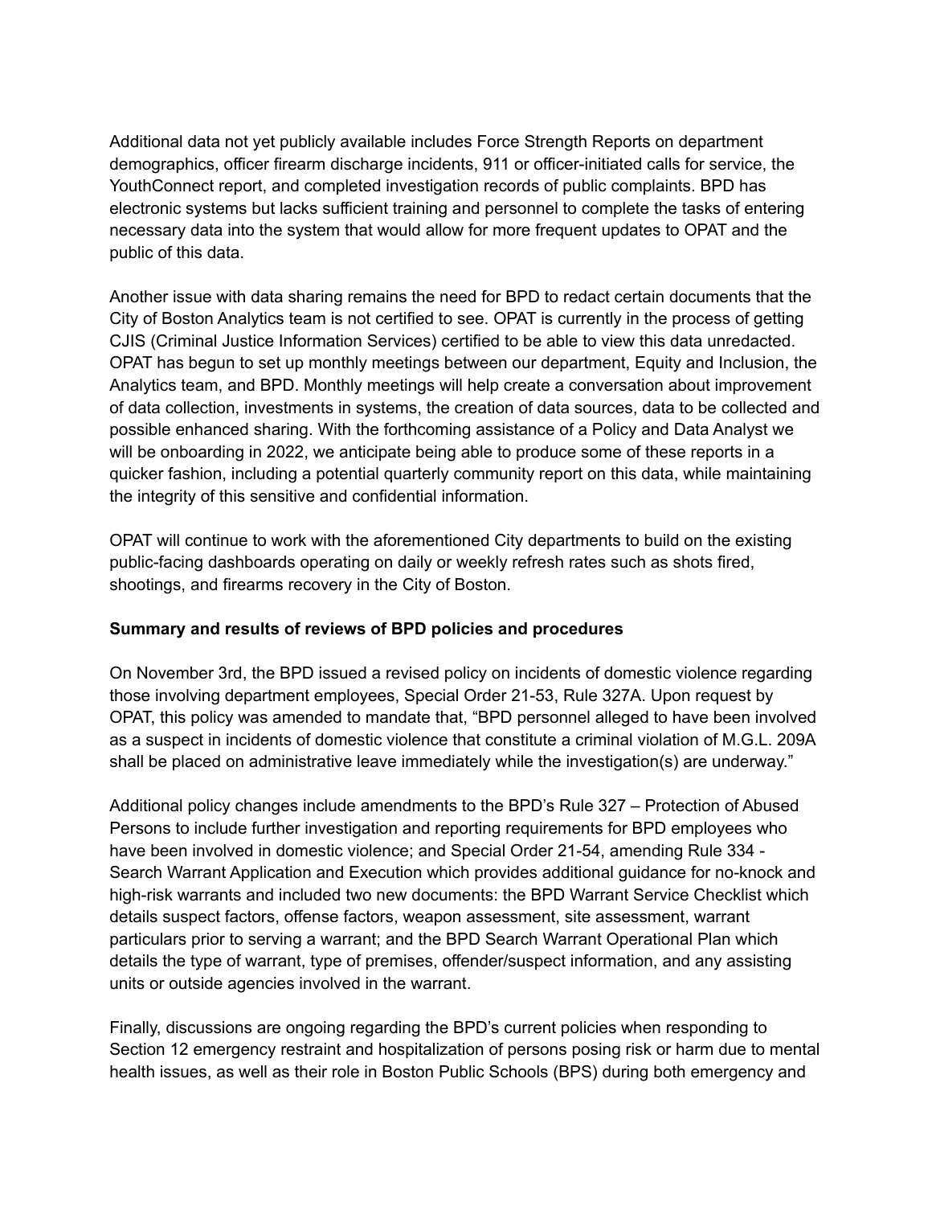Additional data not yet publicly available includes Force Strength Reports on department demographics, officer firearm discharge incidents, 911 or officer-initiated calls for service, the YouthConnect report, and completed investigation records of public complaints. BPD has electronic systems but lacks sufficient training and personnel to complete the tasks of entering necessary data into the system that would allow for more frequent updates to OPAT and the public of this data.

Another issue with data sharing remains the need for BPD to redact certain documents that the City of Boston Analytics team is not certified to see. OPAT is currently in the process of getting CJIS (Criminal Justice Information Services) certified to be able to view this data unredacted. OPAT has begun to set up monthly meetings between our department, Equity and Inclusion, the Analytics team, and BPD. Monthly meetings will help create a conversation about improvement of data collection, investments in systems, the creation of data sources, data to be collected and possible enhanced sharing. With the forthcoming assistance of a Policy and Data Analyst we will be onboarding in 2022, we anticipate being able to produce some of these reports in a quicker fashion, including a potential quarterly community report on this data, while maintaining the integrity of this sensitive and confidential information.

OPAT will continue to work with the aforementioned City departments to build on the existing public-facing dashboards operating on daily or weekly refresh rates such as shots fired, shootings, and firearms recovery in the City of Boston.

**Summary and results of reviews of BPD policies and procedures**

On November 3rd, the BPD issued a revised policy on incidents of domestic violence regarding those involving department employees, Special Order 21-53, Rule 327A. Upon request by OPAT, this policy was amended to mandate that, "BPD personnel alleged to have been involved as a suspect in incidents of domestic violence that constitute a criminal violation of M.G.L. 209A shall be placed on administrative leave immediately while the investigation(s) are underway."

Additional policy changes include amendments to the BPD's Rule 327 – Protection of Abused Persons to include further investigation and reporting requirements for BPD employees who have been involved in domestic violence; and Special Order 21-54, amending Rule 334 - Search Warrant Application and Execution which provides additional guidance for no-knock and high-risk warrants and included two new documents: the BPD Warrant Service Checklist which details suspect factors, offense factors, weapon assessment, site assessment, warrant particulars prior to serving a warrant; and the BPD Search Warrant Operational Plan which details the type of warrant, type of premises, offender/suspect information, and any assisting units or outside agencies involved in the warrant.

Finally, discussions are ongoing regarding the BPD's current policies when responding to Section 12 emergency restraint and hospitalization of persons posing risk or harm due to mental health issues, as well as their role in Boston Public Schools (BPS) during both emergency and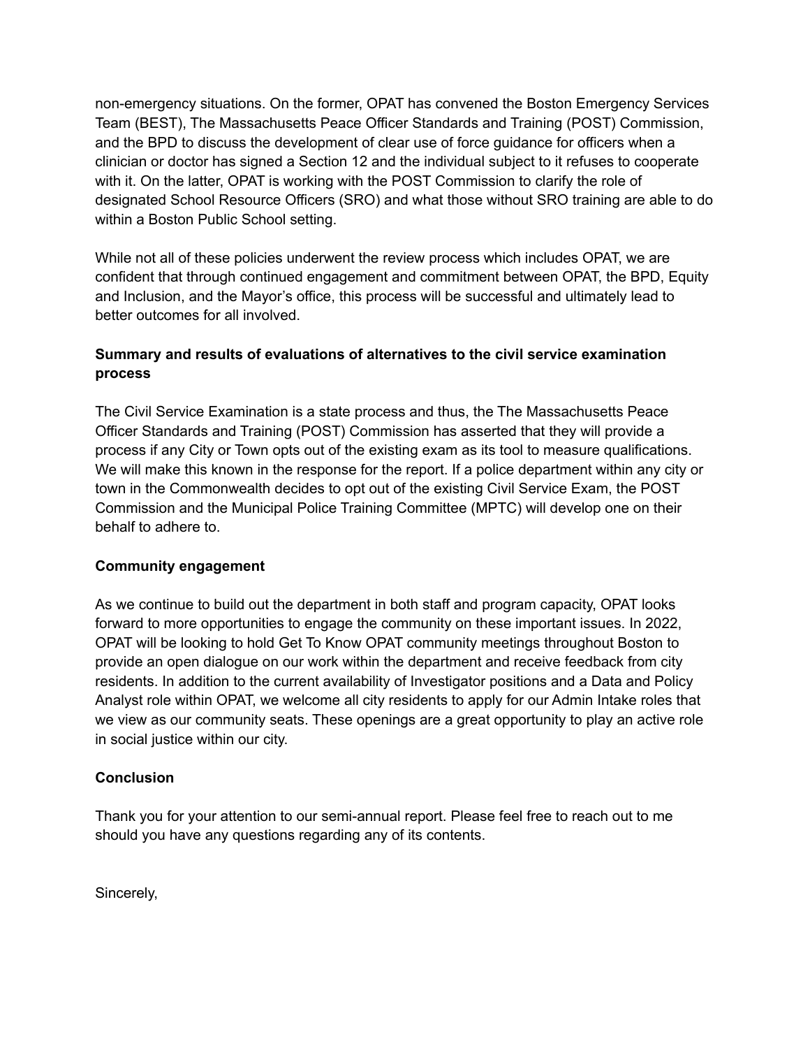non-emergency situations. On the former, OPAT has convened the Boston Emergency Services Team (BEST), The Massachusetts Peace Officer Standards and Training (POST) Commission, and the BPD to discuss the development of clear use of force guidance for officers when a clinician or doctor has signed a Section 12 and the individual subject to it refuses to cooperate with it. On the latter, OPAT is working with the POST Commission to clarify the role of designated School Resource Officers (SRO) and what those without SRO training are able to do within a Boston Public School setting.

While not all of these policies underwent the review process which includes OPAT, we are confident that through continued engagement and commitment between OPAT, the BPD, Equity and Inclusion, and the Mayor's office, this process will be successful and ultimately lead to better outcomes for all involved.

**Summary and results of evaluations of alternatives to the civil service examination process**

The Civil Service Examination is a state process and thus, the The Massachusetts Peace Officer Standards and Training (POST) Commission has asserted that they will provide a process if any City or Town opts out of the existing exam as its tool to measure qualifications. We will make this known in the response for the report. If a police department within any city or town in the Commonwealth decides to opt out of the existing Civil Service Exam, the POST Commission and the Municipal Police Training Committee (MPTC) will develop one on their behalf to adhere to.

**Community engagement**

As we continue to build out the department in both staff and program capacity, OPAT looks forward to more opportunities to engage the community on these important issues. In 2022, OPAT will be looking to hold Get To Know OPAT community meetings throughout Boston to provide an open dialogue on our work within the department and receive feedback from city residents. In addition to the current availability of Investigator positions and a Data and Policy Analyst role within OPAT, we welcome all city residents to apply for our Admin Intake roles that we view as our community seats. These openings are a great opportunity to play an active role in social justice within our city.

**Conclusion**

Thank you for your attention to our semi-annual report. Please feel free to reach out to me should you have any questions regarding any of its contents.

Sincerely,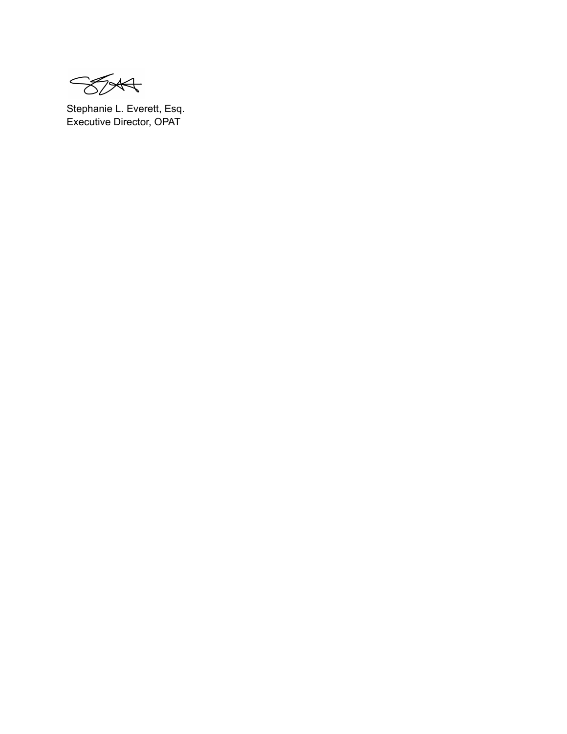Stephanie L. Everett, Esq.
Executive Director, OPAT